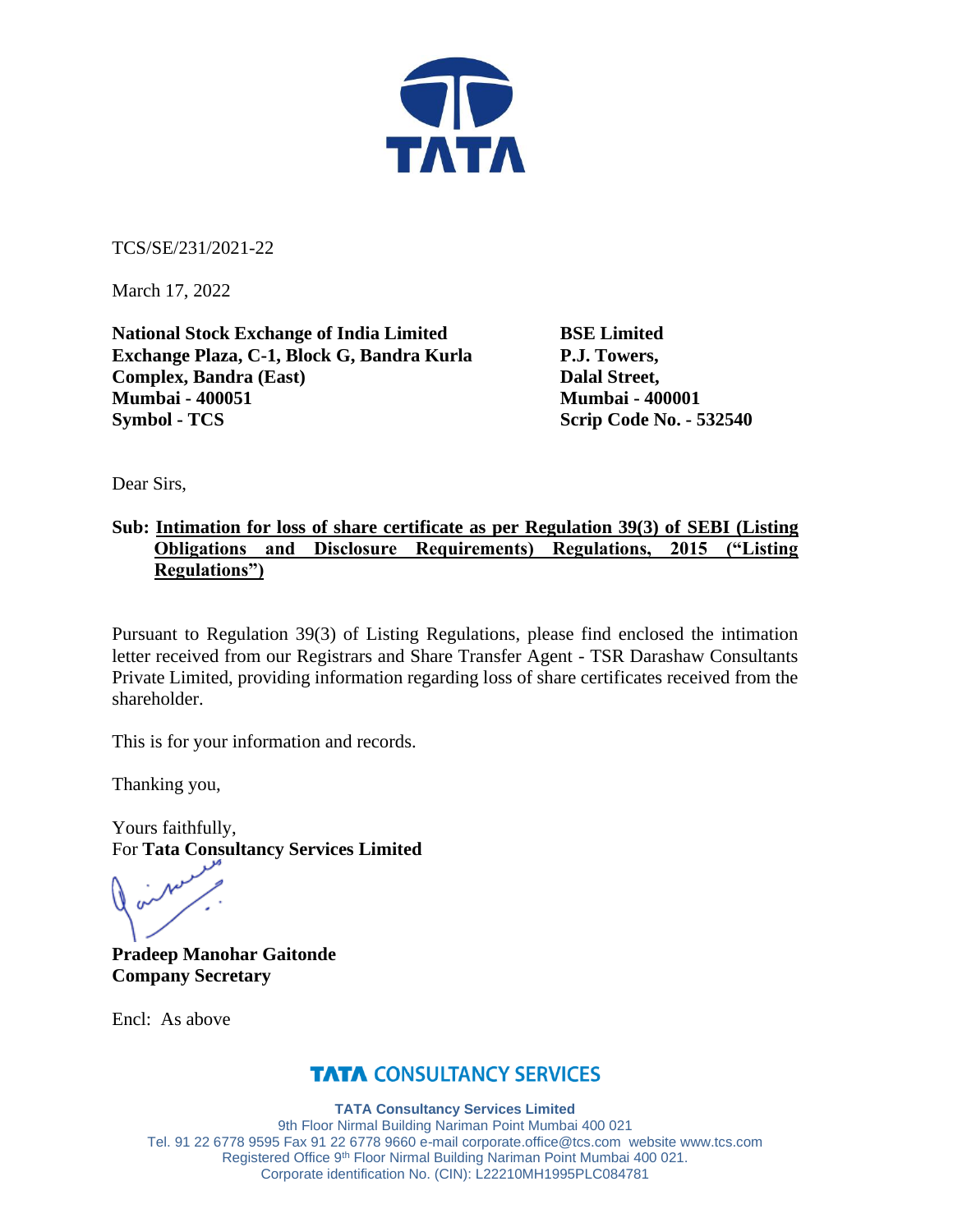TCS/SE/231/2021-22

March 17, 2022

**National Stock Exchange of India Limited**
**Exchange Plaza, C-1, Block G, Bandra Kurla Complex, Bandra (East)**
**Mumbai - 400051**
**Symbol - TCS**

**BSE Limited**
**P.J. Towers,**
**Dalal Street,**
**Mumbai - 400001**
**Scrip Code No. - 532540**

Dear Sirs,

**Sub: Intimation for loss of share certificate as per Regulation 39(3) of SEBI (Listing Obligations and Disclosure Requirements) Regulations, 2015 ("Listing Regulations")**

Pursuant to Regulation 39(3) of Listing Regulations, please find enclosed the intimation letter received from our Registrars and Share Transfer Agent - TSR Darashaw Consultants Private Limited, providing information regarding loss of share certificates received from the shareholder.

This is for your information and records.

Thanking you,

Yours faithfully,
For **Tata Consultancy Services Limited**

**Pradeep Manohar Gaitonde**
**Company Secretary**

Encl: As above

**TATA CONSULTANCY SERVICES**

**TATA Consultancy Services Limited**
9th Floor Nirmal Building Nariman Point Mumbai 400 021
Tel. 91 22 6778 9595 Fax 91 22 6778 9660 e-mail corporate.office@tcs.com website www.tcs.com
Registered Office 9th Floor Nirmal Building Nariman Point Mumbai 400 021.
Corporate identification No. (CIN): L22210MH1995PLC084781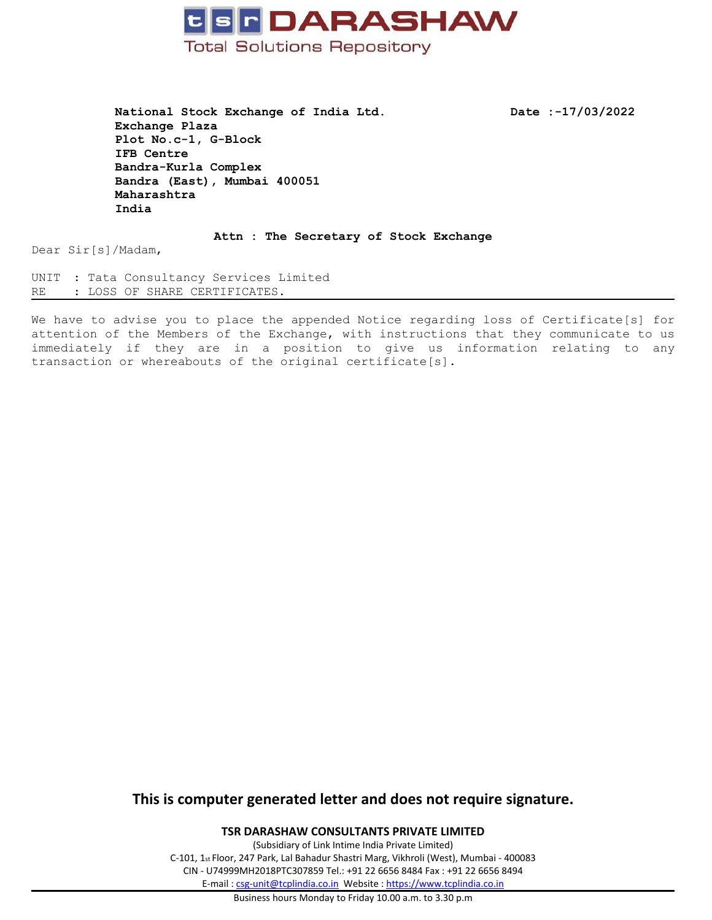# tsr DARASHAW

Total Solutions Repository

**National Stock Exchange of India Ltd.**
**Exchange Plaza**
**Plot No.c-1, G-Block**
**IFB Centre**
**Bandra-Kurla Complex**
**Bandra (East), Mumbai 400051**
**Maharashtra**
**India**

**Date :-17/03/2022**

**Attn : The Secretary of Stock Exchange**

Dear Sir[s]/Madam,

UNIT : Tata Consultancy Services Limited
RE : LOSS OF SHARE CERTIFICATES.

---

We have to advise you to place the appended Notice regarding loss of Certificate[s] for attention of the Members of the Exchange, with instructions that they communicate to us immediately if they are in a position to give us information relating to any transaction or whereabouts of the original certificate[s].

**This is computer generated letter and does not require signature.**

**TSR DARASHAW CONSULTANTS PRIVATE LIMITED**
(Subsidiary of Link Intime India Private Limited)
C-101, 1st Floor, 247 Park, Lal Bahadur Shastri Marg, Vikhroli (West), Mumbai - 400083
CIN - U74999MH2018PTC307859 Tel.: +91 22 6656 8484 Fax : +91 22 6656 8494
E-mail : csg-unit@tcplindia.co.in Website : https://www.tcplindia.co.in

---

Business hours Monday to Friday 10.00 a.m. to 3.30 p.m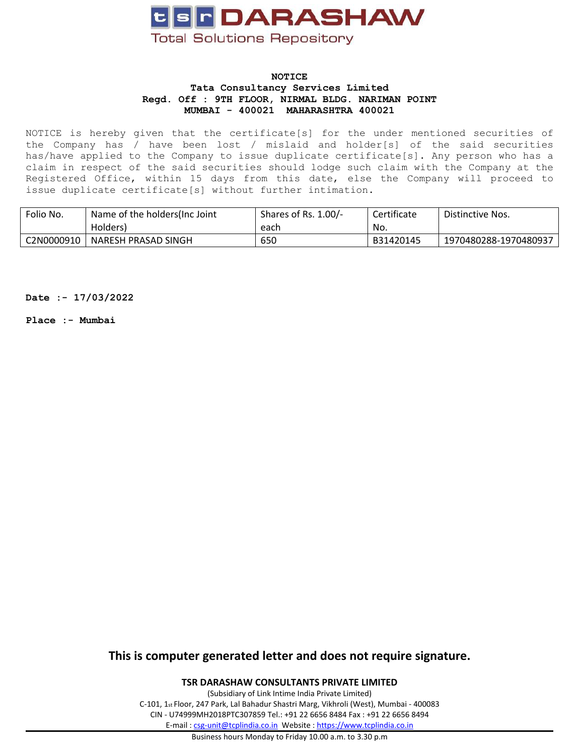# TSR DARASHAW

Total Solutions Repository

**NOTICE**
**Tata Consultancy Services Limited**
**Regd. Off : 9TH FLOOR, NIRMAL BLDG. NARIMAN POINT**
**MUMBAI - 400021 MAHARASHTRA 400021**

NOTICE is hereby given that the certificate[s] for the under mentioned securities of the Company has / have been lost / mislaid and holder[s] of the said securities has/have applied to the Company to issue duplicate certificate[s]. Any person who has a claim in respect of the said securities should lodge such claim with the Company at the Registered Office, within 15 days from this date, else the Company will proceed to issue duplicate certificate[s] without further intimation.

| Folio No. | Name of the holders(Inc Joint Holders) | Shares of Rs. 1.00/- each | Certificate No. | Distinctive Nos. |
|---|---|---|---|---|
| C2N0000910 | NARESH PRASAD SINGH | 650 | B31420145 | 1970480288-1970480937 |

**Date :- 17/03/2022**

**Place :- Mumbai**

**This is computer generated letter and does not require signature.**

**TSR DARASHAW CONSULTANTS PRIVATE LIMITED**
(Subsidiary of Link Intime India Private Limited)
C-101, 1st Floor, 247 Park, Lal Bahadur Shastri Marg, Vikhroli (West), Mumbai - 400083
CIN - U74999MH2018PTC307859 Tel.: +91 22 6656 8484 Fax : +91 22 6656 8494
E-mail : csg-unit@tcplindia.co.in Website : https://www.tcplindia.co.in
Business hours Monday to Friday 10.00 a.m. to 3.30 p.m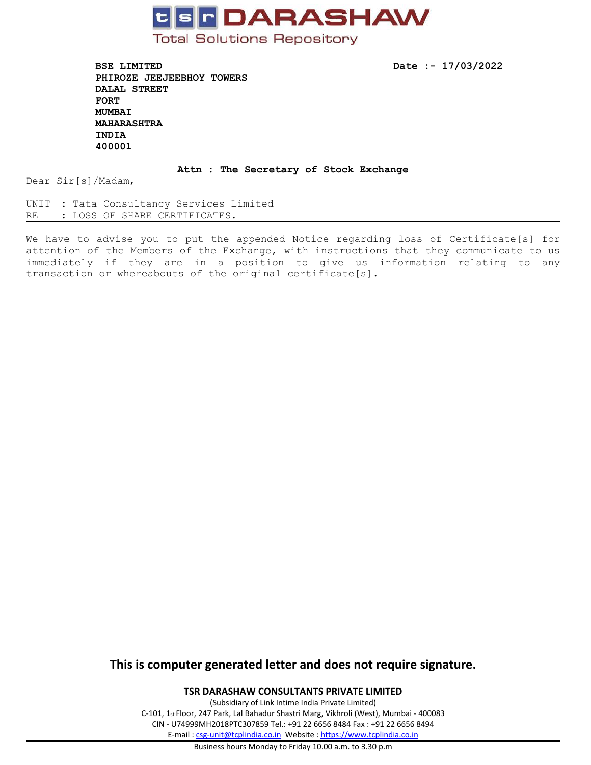**tsr DARASHAW**

Total Solutions Repository

**BSE LIMITED**
**PHIROZE JEEJEEBHOY TOWERS**
**DALAL STREET**
**FORT**
**MUMBAI**
**MAHARASHTRA**
**INDIA**
**400001**

**Date :- 17/03/2022**

**Attn : The Secretary of Stock Exchange**

Dear Sir[s]/Madam,

UNIT : Tata Consultancy Services Limited
RE : LOSS OF SHARE CERTIFICATES.

---

We have to advise you to put the appended Notice regarding loss of Certificate[s] for attention of the Members of the Exchange, with instructions that they communicate to us immediately if they are in a position to give us information relating to any transaction or whereabouts of the original certificate[s].

**This is computer generated letter and does not require signature.**

**TSR DARASHAW CONSULTANTS PRIVATE LIMITED**
(Subsidiary of Link Intime India Private Limited)
C-101, 1st Floor, 247 Park, Lal Bahadur Shastri Marg, Vikhroli (West), Mumbai - 400083
CIN - U74999MH2018PTC307859 Tel.: +91 22 6656 8484 Fax : +91 22 6656 8494
E-mail : csg-unit@tcplindia.co.in Website : https://www.tcplindia.co.in

---

Business hours Monday to Friday 10.00 a.m. to 3.30 p.m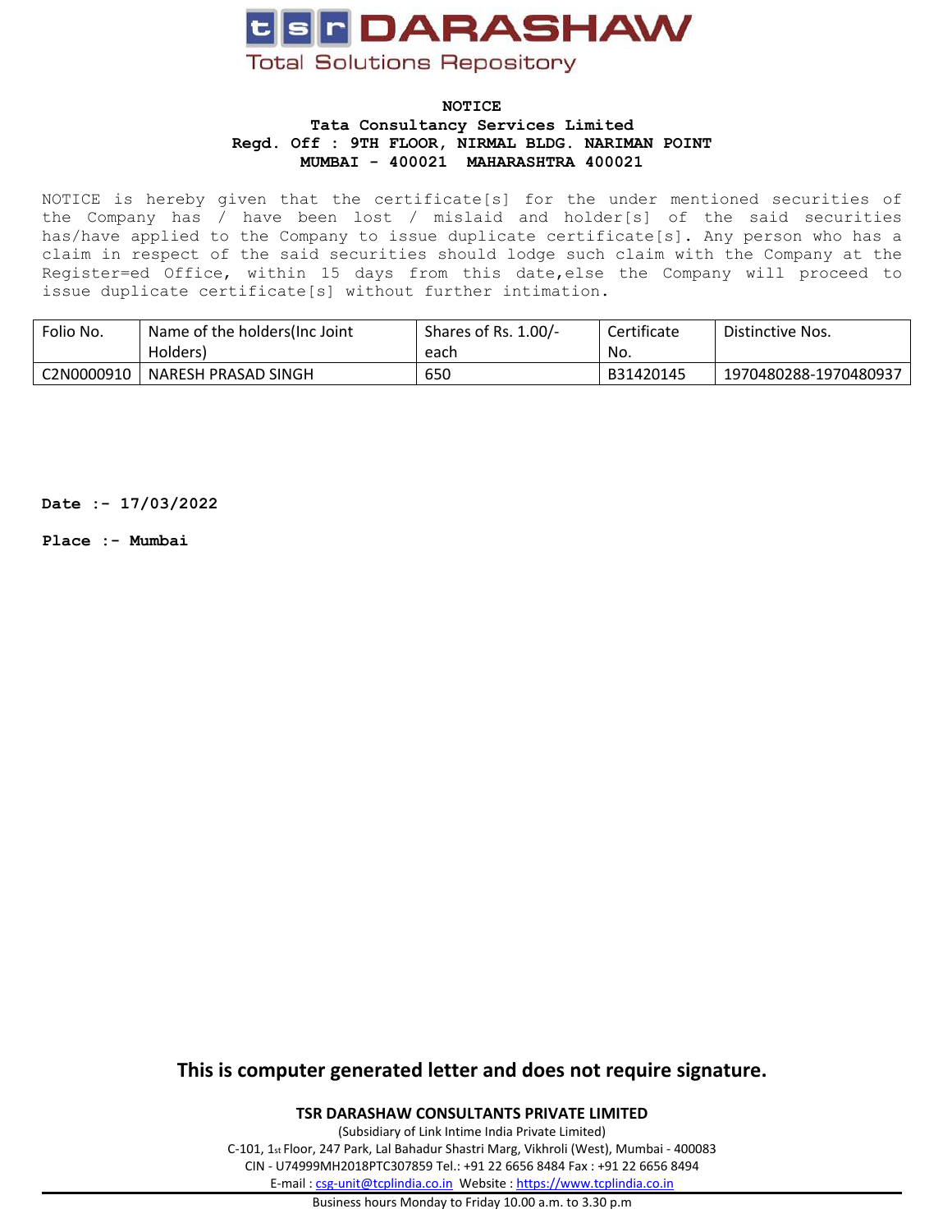# tsr DARASHAW

Total Solutions Repository

**NOTICE**

**Tata Consultancy Services Limited**

**Regd. Off : 9TH FLOOR, NIRMAL BLDG. NARIMAN POINT MUMBAI - 400021 MAHARASHTRA 400021**

NOTICE is hereby given that the certificate[s] for the under mentioned securities of the Company has / have been lost / mislaid and holder[s] of the said securities has/have applied to the Company to issue duplicate certificate[s]. Any person who has a claim in respect of the said securities should lodge such claim with the Company at the Register=ed Office, within 15 days from this date,else the Company will proceed to issue duplicate certificate[s] without further intimation.

| Folio No. | Name of the holders(Inc Joint Holders) | Shares of Rs. 1.00/- each | Certificate No. | Distinctive Nos. |
|---|---|---|---|---|
| C2N0000910 | NARESH PRASAD SINGH | 650 | B31420145 | 1970480288-1970480937 |

**Date :- 17/03/2022**

**Place :- Mumbai**

**This is computer generated letter and does not require signature.**

**TSR DARASHAW CONSULTANTS PRIVATE LIMITED**

(Subsidiary of Link Intime India Private Limited)

C-101, 1st Floor, 247 Park, Lal Bahadur Shastri Marg, Vikhroli (West), Mumbai - 400083

CIN - U74999MH2018PTC307859 Tel.: +91 22 6656 8484 Fax : +91 22 6656 8494

E-mail : csg-unit@tcplindia.co.in Website : https://www.tcplindia.co.in

Business hours Monday to Friday 10.00 a.m. to 3.30 p.m